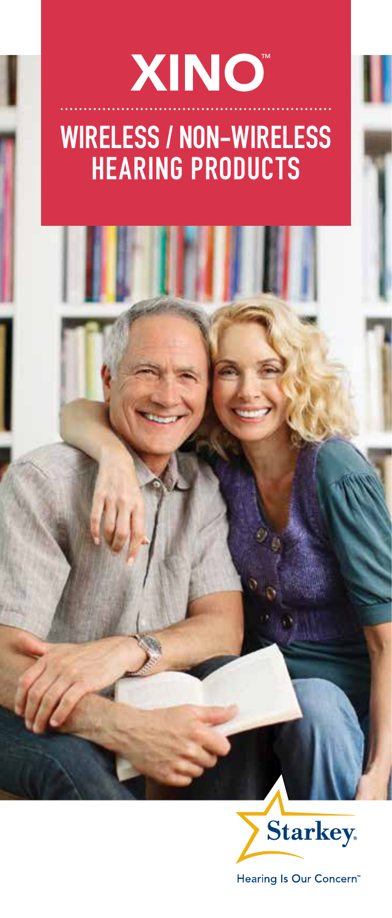# XINO™

## WIRELESS / NON-WIRELESS HEARING PRODUCTS

Starkey®

Hearing Is Our Concern™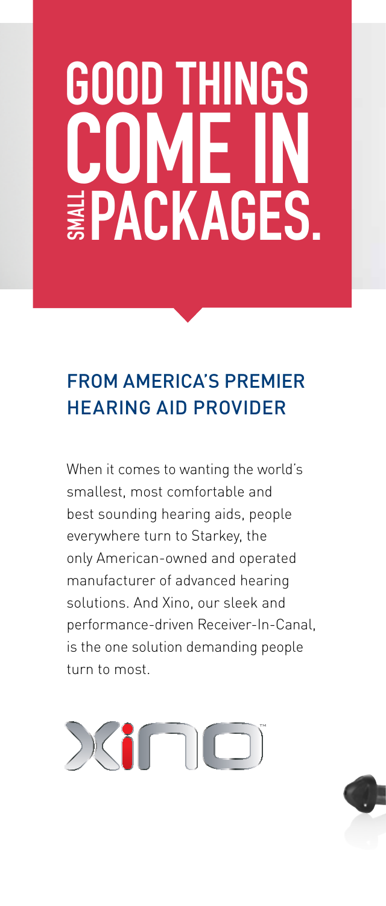# GOOD THINGS COME IN SMALL PACKAGES.

## FROM AMERICA'S PREMIER HEARING AID PROVIDER

When it comes to wanting the world's smallest, most comfortable and best sounding hearing aids, people everywhere turn to Starkey, the only American-owned and operated manufacturer of advanced hearing solutions. And Xino, our sleek and performance-driven Receiver-In-Canal, is the one solution demanding people turn to most.

XINO™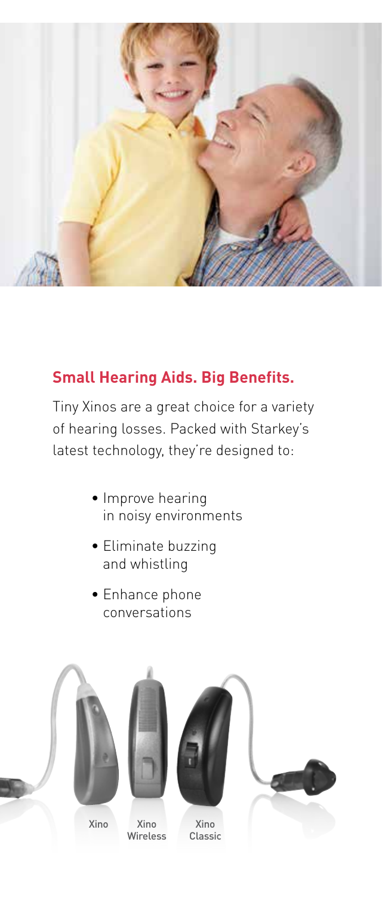## Small Hearing Aids. Big Benefits.

Tiny Xinos are a great choice for a variety of hearing losses. Packed with Starkey's latest technology, they're designed to:

- Improve hearing in noisy environments
- Eliminate buzzing and whistling
- Enhance phone conversations

Xino

Xino Wireless

Xino Classic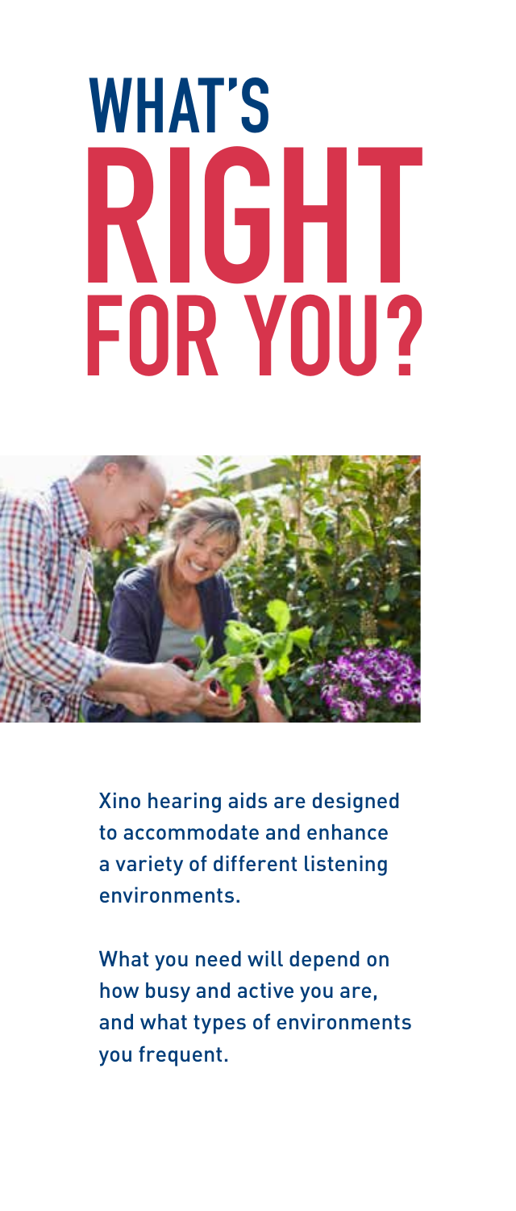# WHAT'S RIGHT FOR YOU?

Xino hearing aids are designed to accommodate and enhance a variety of different listening environments.

What you need will depend on how busy and active you are, and what types of environments you frequent.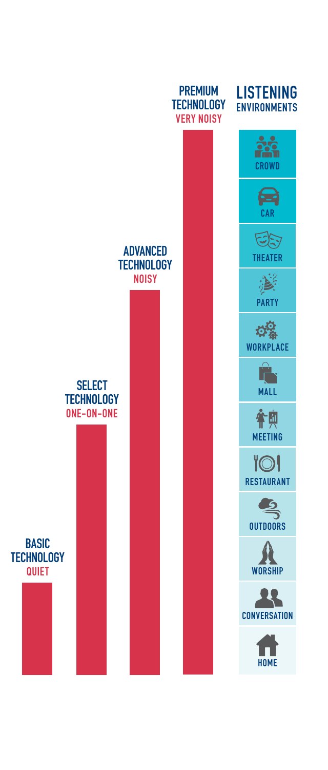**PREMIUM TECHNOLOGY**
VERY NOISY

**ADVANCED TECHNOLOGY**
NOISY

**SELECT TECHNOLOGY**
ONE-ON-ONE

**BASIC TECHNOLOGY**
QUIET

## LISTENING ENVIRONMENTS

- CROWD
- CAR
- THEATER
- PARTY
- WORKPLACE
- MALL
- MEETING
- RESTAURANT
- OUTDOORS
- WORSHIP
- CONVERSATION
- HOME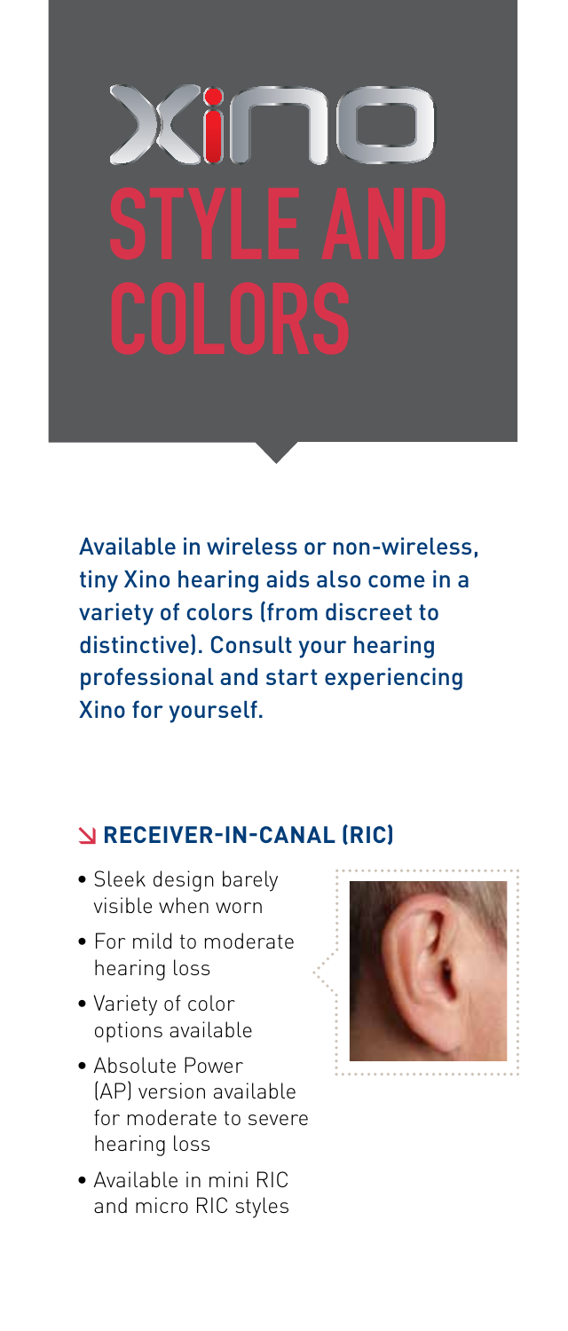# Xino STYLE AND COLORS

Available in wireless or non-wireless, tiny Xino hearing aids also come in a variety of colors (from discreet to distinctive). Consult your hearing professional and start experiencing Xino for yourself.

## ↘ RECEIVER-IN-CANAL (RIC)

- Sleek design barely visible when worn
- For mild to moderate hearing loss
- Variety of color options available
- Absolute Power (AP) version available for moderate to severe hearing loss
- Available in mini RIC and micro RIC styles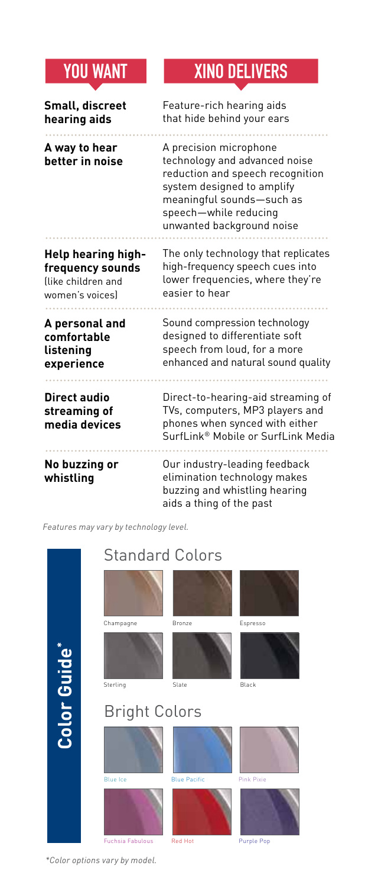| YOU WANT | XINO DELIVERS |
| --- | --- |
| **Small, discreet hearing aids** | Feature-rich hearing aids that hide behind your ears |
| **A way to hear better in noise** | A precision microphone technology and advanced noise reduction and speech recognition system designed to amplify meaningful sounds—such as speech—while reducing unwanted background noise |
| **Help hearing high-frequency sounds** (like children and women's voices) | The only technology that replicates high-frequency speech cues into lower frequencies, where they're easier to hear |
| **A personal and comfortable listening experience** | Sound compression technology designed to differentiate soft speech from loud, for a more enhanced and natural sound quality |
| **Direct audio streaming of media devices** | Direct-to-hearing-aid streaming of TVs, computers, MP3 players and phones when synced with either SurfLink® Mobile or SurfLink Media |
| **No buzzing or whistling** | Our industry-leading feedback elimination technology makes buzzing and whistling hearing aids a thing of the past |

*Features may vary by technology level.*

## Color Guide*

### Standard Colors

Champagne

Bronze

Espresso

Sterling

Slate

Black

### Bright Colors

Blue Ice

Blue Pacific

Pink Pixie

Fuchsia Fabulous

Red Hot

Purple Pop

*\*Color options vary by model.*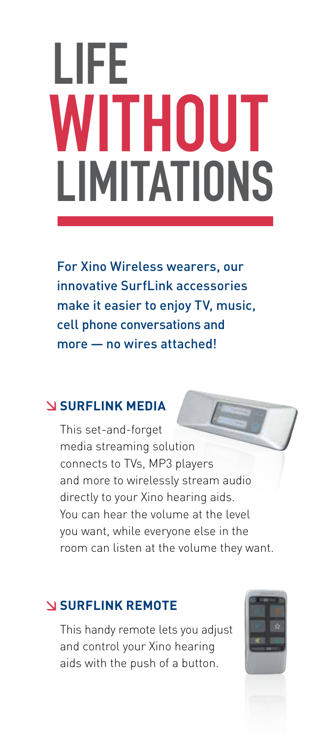# LIFE WITHOUT LIMITATIONS

For Xino Wireless wearers, our innovative SurfLink accessories make it easier to enjoy TV, music, cell phone conversations and more — no wires attached!

## SURFLINK MEDIA

This set-and-forget media streaming solution connects to TVs, MP3 players and more to wirelessly stream audio directly to your Xino hearing aids. You can hear the volume at the level you want, while everyone else in the room can listen at the volume they want.

## SURFLINK REMOTE

This handy remote lets you adjust and control your Xino hearing aids with the push of a button.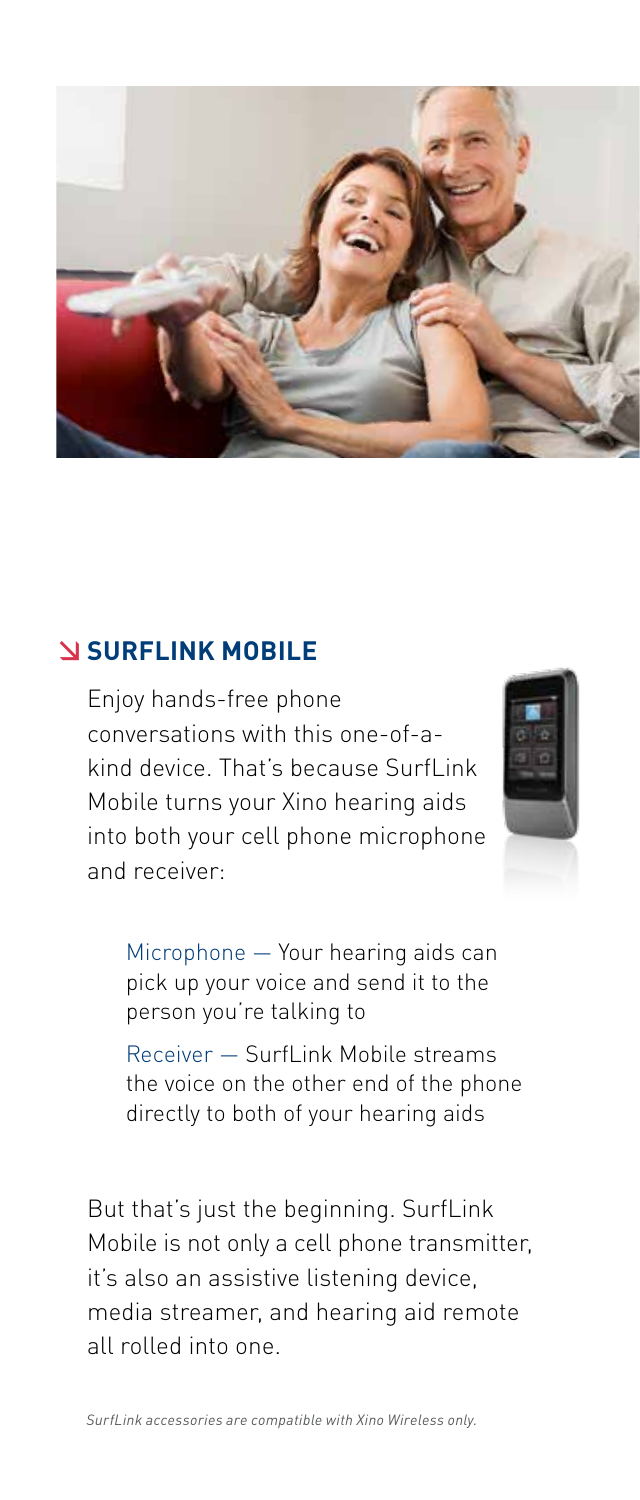## SURFLINK MOBILE

Enjoy hands-free phone conversations with this one-of-a-kind device. That's because SurfLink Mobile turns your Xino hearing aids into both your cell phone microphone and receiver:

Microphone — Your hearing aids can pick up your voice and send it to the person you're talking to

Receiver — SurfLink Mobile streams the voice on the other end of the phone directly to both of your hearing aids

But that's just the beginning. SurfLink Mobile is not only a cell phone transmitter, it's also an assistive listening device, media streamer, and hearing aid remote all rolled into one.

*SurfLink accessories are compatible with Xino Wireless only.*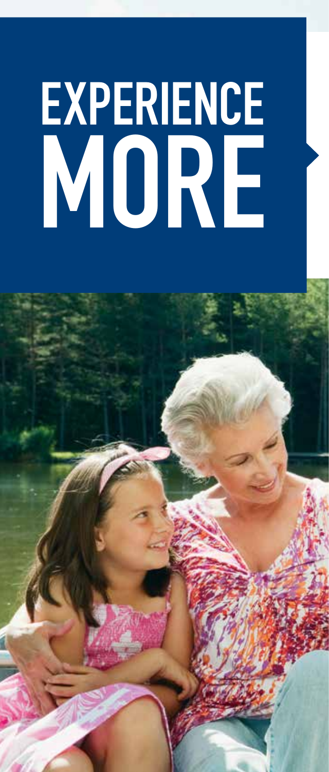# EXPERIENCE MORE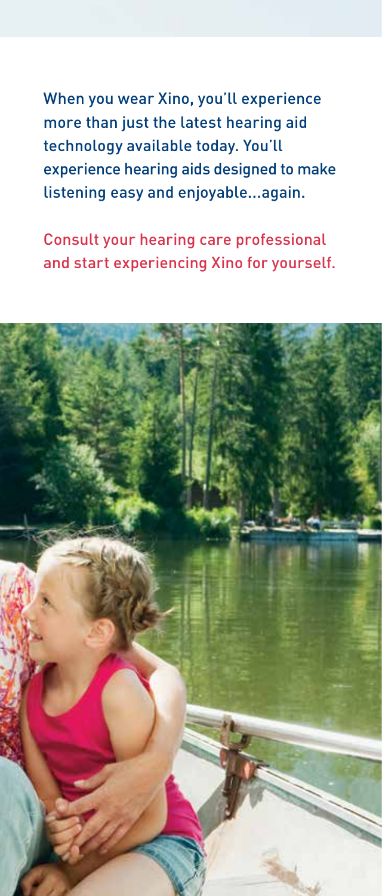When you wear Xino, you'll experience more than just the latest hearing aid technology available today. You'll experience hearing aids designed to make listening easy and enjoyable...again.

Consult your hearing care professional and start experiencing Xino for yourself.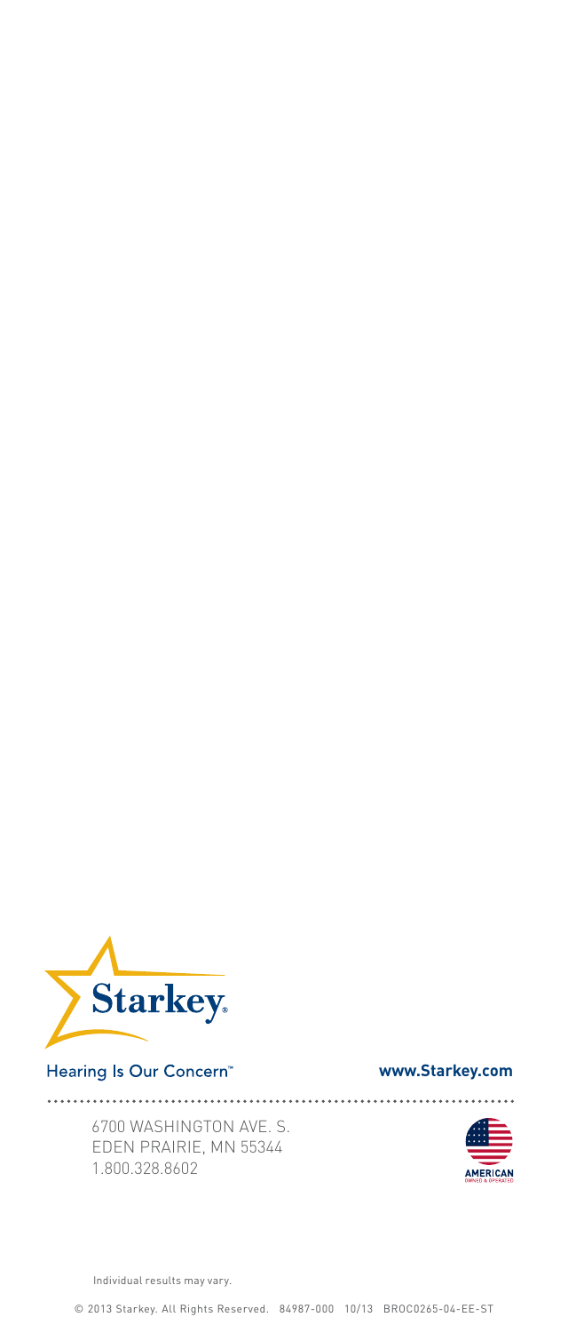Starkey®

Hearing Is Our Concern™

www.Starkey.com

6700 WASHINGTON AVE. S.
EDEN PRAIRIE, MN 55344
1.800.328.8602

AMERICAN
OWNED & OPERATED

Individual results may vary.

© 2013 Starkey. All Rights Reserved. 84987-000 10/13 BROC0265-04-EE-ST